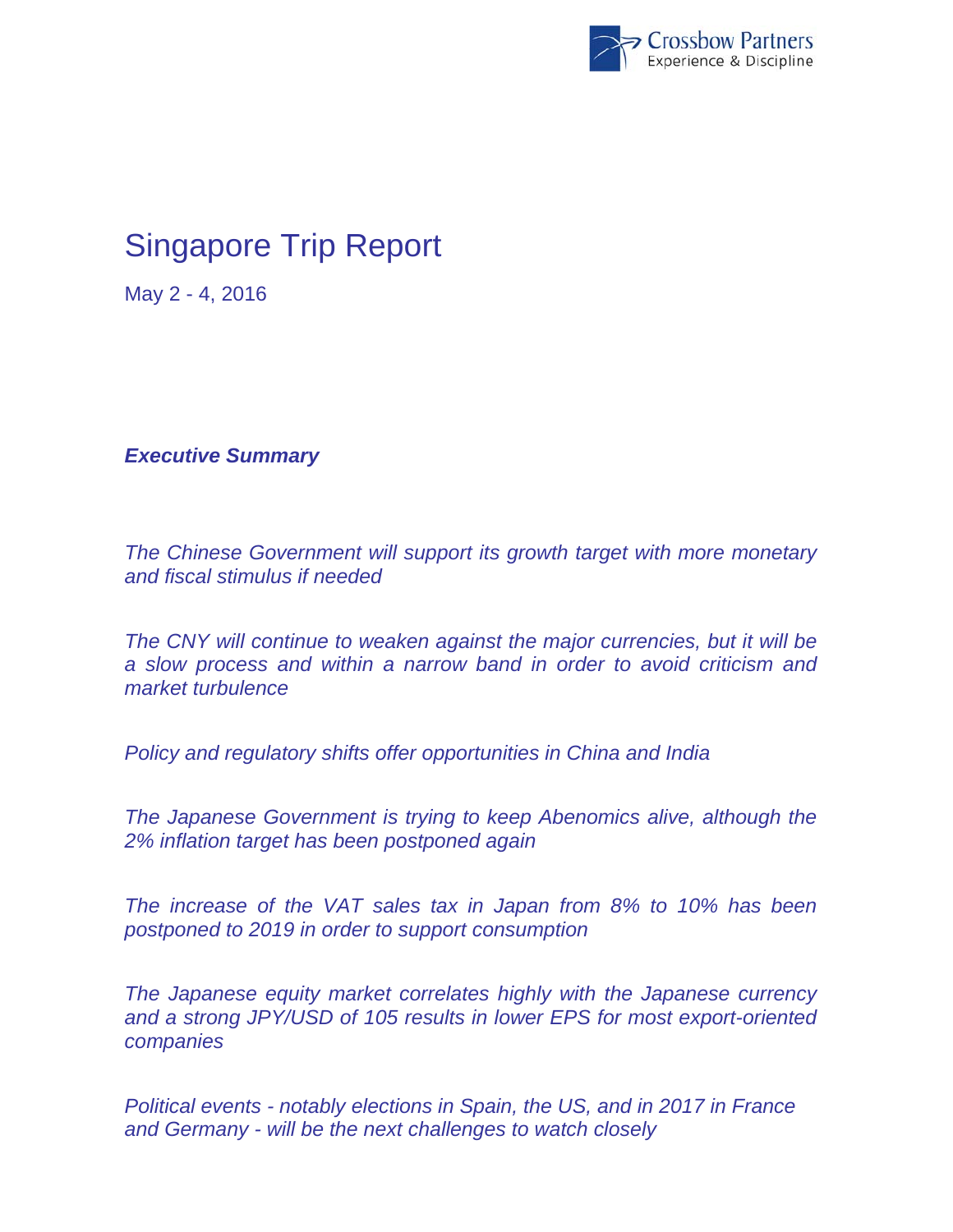Crossbow Partners
Experience & Discipline

# Singapore Trip Report

May 2 - 4, 2016

***Executive Summary***

*The Chinese Government will support its growth target with more monetary and fiscal stimulus if needed*

*The CNY will continue to weaken against the major currencies, but it will be a slow process and within a narrow band in order to avoid criticism and market turbulence*

*Policy and regulatory shifts offer opportunities in China and India*

*The Japanese Government is trying to keep Abenomics alive, although the 2% inflation target has been postponed again*

*The increase of the VAT sales tax in Japan from 8% to 10% has been postponed to 2019 in order to support consumption*

*The Japanese equity market correlates highly with the Japanese currency and a strong JPY/USD of 105 results in lower EPS for most export-oriented companies*

*Political events - notably elections in Spain, the US, and in 2017 in France and Germany - will be the next challenges to watch closely*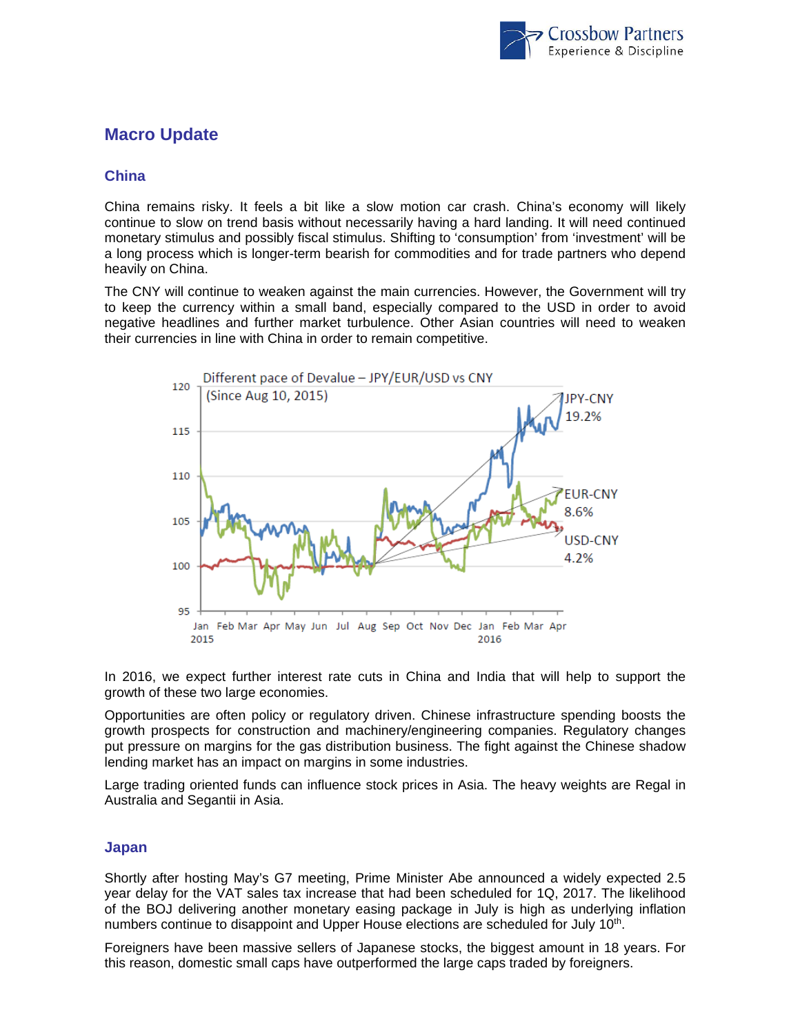# Macro Update

## China

China remains risky. It feels a bit like a slow motion car crash. China's economy will likely continue to slow on trend basis without necessarily having a hard landing. It will need continued monetary stimulus and possibly fiscal stimulus. Shifting to 'consumption' from 'investment' will be a long process which is longer-term bearish for commodities and for trade partners who depend heavily on China.

The CNY will continue to weaken against the main currencies. However, the Government will try to keep the currency within a small band, especially compared to the USD in order to avoid negative headlines and further market turbulence. Other Asian countries will need to weaken their currencies in line with China in order to remain competitive.

In 2016, we expect further interest rate cuts in China and India that will help to support the growth of these two large economies.

Opportunities are often policy or regulatory driven. Chinese infrastructure spending boosts the growth prospects for construction and machinery/engineering companies. Regulatory changes put pressure on margins for the gas distribution business. The fight against the Chinese shadow lending market has an impact on margins in some industries.

Large trading oriented funds can influence stock prices in Asia. The heavy weights are Regal in Australia and Segantii in Asia.

## Japan

Shortly after hosting May's G7 meeting, Prime Minister Abe announced a widely expected 2.5 year delay for the VAT sales tax increase that had been scheduled for 1Q, 2017. The likelihood of the BOJ delivering another monetary easing package in July is high as underlying inflation numbers continue to disappoint and Upper House elections are scheduled for July 10th.

Foreigners have been massive sellers of Japanese stocks, the biggest amount in 18 years. For this reason, domestic small caps have outperformed the large caps traded by foreigners.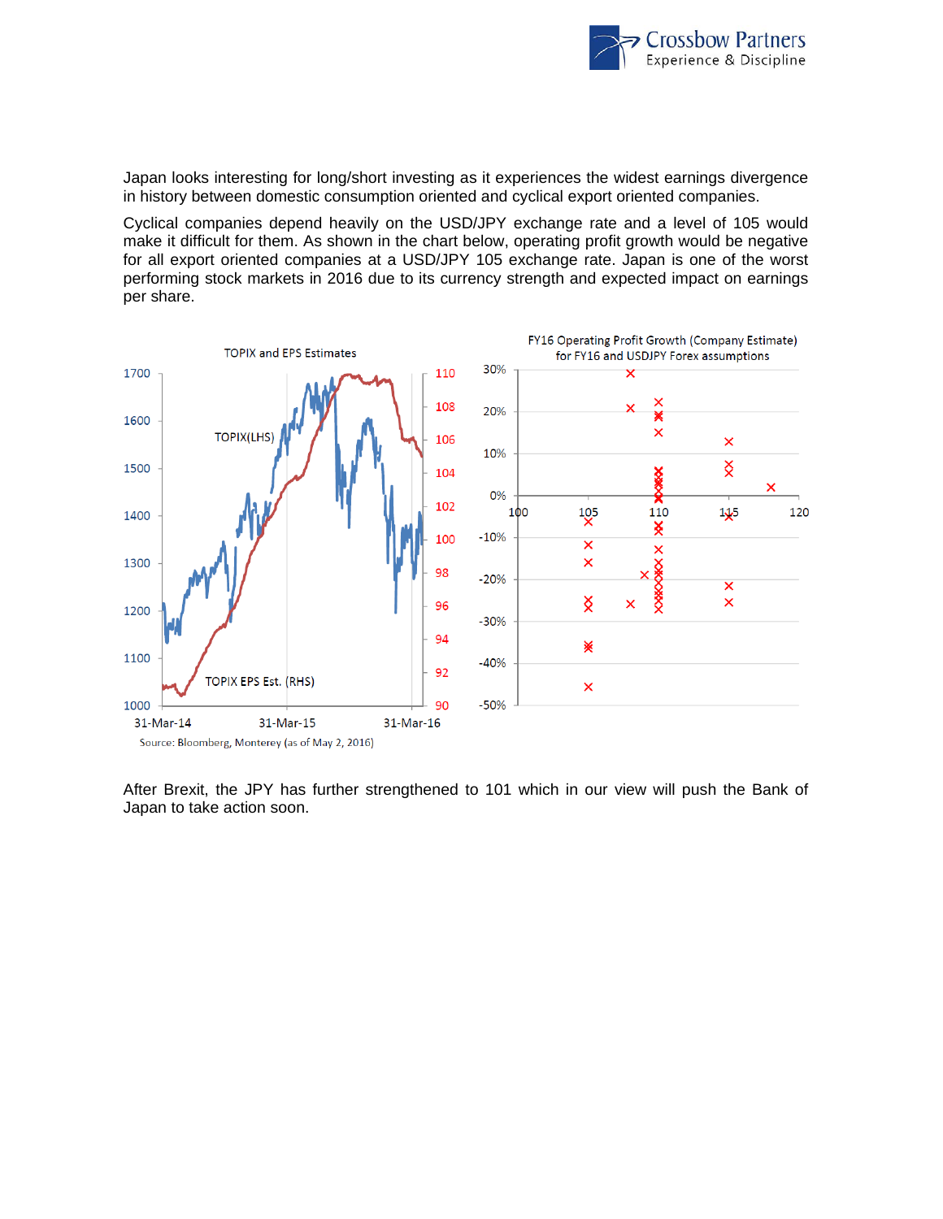Japan looks interesting for long/short investing as it experiences the widest earnings divergence in history between domestic consumption oriented and cyclical export oriented companies.

Cyclical companies depend heavily on the USD/JPY exchange rate and a level of 105 would make it difficult for them. As shown in the chart below, operating profit growth would be negative for all export oriented companies at a USD/JPY 105 exchange rate. Japan is one of the worst performing stock markets in 2016 due to its currency strength and expected impact on earnings per share.

TOPIX and EPS Estimates

TOPIX(LHS)

TOPIX EPS Est. (RHS)

1700
1600
1500
1400
1300
1200
1100
1000

110
108
106
104
102
100
98
96
94
92
90

31-Mar-14
31-Mar-15
31-Mar-16

Source: Bloomberg, Monterey (as of May 2, 2016)

FY16 Operating Profit Growth (Company Estimate) for FY16 and USDJPY Forex assumptions

30%
20%
10%
0%
-10%
-20%
-30%
-40%
-50%

100
105
110
115
120

After Brexit, the JPY has further strengthened to 101 which in our view will push the Bank of Japan to take action soon.